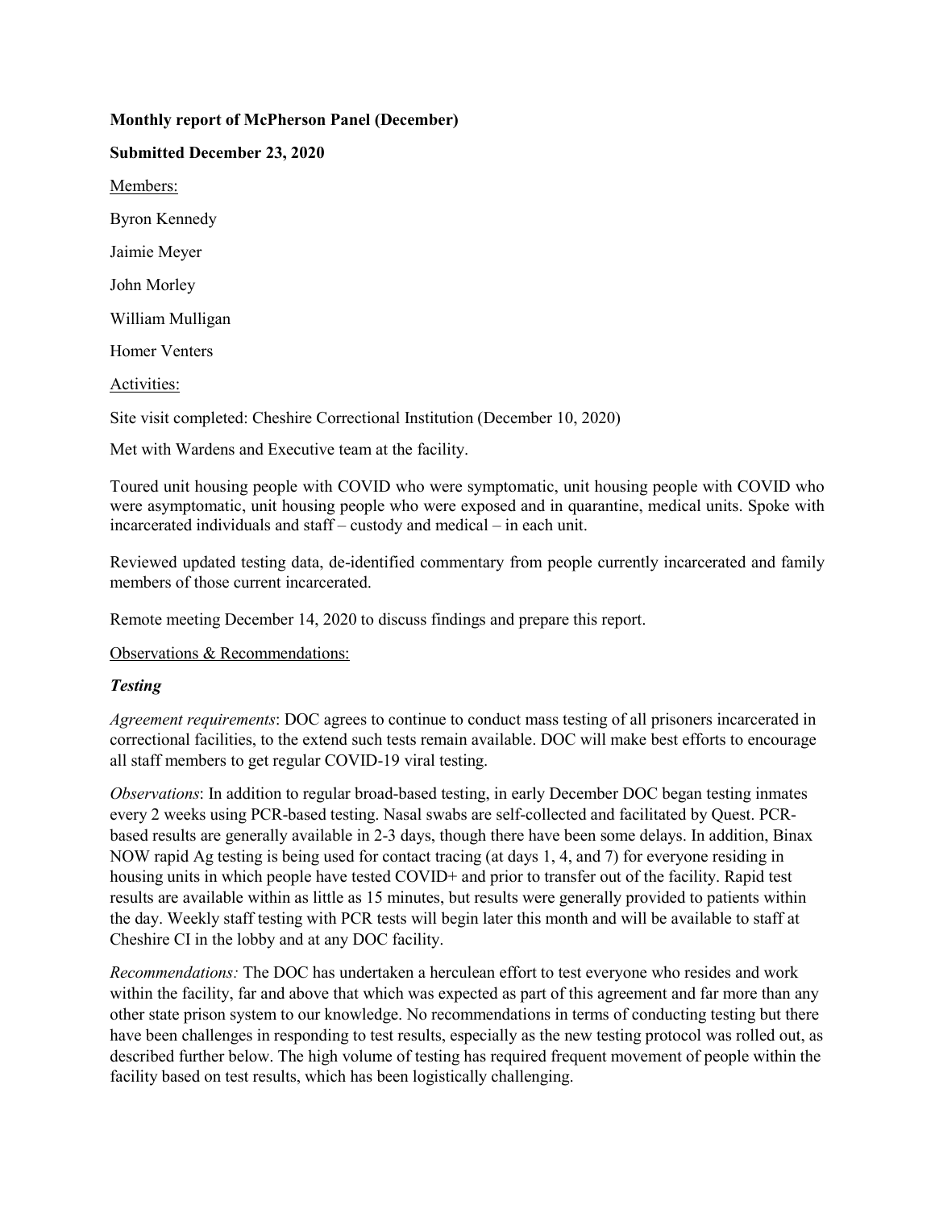**Monthly report of McPherson Panel (December)**

**Submitted December 23, 2020**

Members:

Byron Kennedy

Jaimie Meyer

John Morley

William Mulligan

Homer Venters

Activities:

Site visit completed: Cheshire Correctional Institution (December 10, 2020)

Met with Wardens and Executive team at the facility.

Toured unit housing people with COVID who were symptomatic, unit housing people with COVID who were asymptomatic, unit housing people who were exposed and in quarantine, medical units. Spoke with incarcerated individuals and staff – custody and medical – in each unit.

Reviewed updated testing data, de-identified commentary from people currently incarcerated and family members of those current incarcerated.

Remote meeting December 14, 2020 to discuss findings and prepare this report.

Observations & Recommendations:

***Testing***

*Agreement requirements*: DOC agrees to continue to conduct mass testing of all prisoners incarcerated in correctional facilities, to the extend such tests remain available. DOC will make best efforts to encourage all staff members to get regular COVID-19 viral testing.

*Observations*: In addition to regular broad-based testing, in early December DOC began testing inmates every 2 weeks using PCR-based testing. Nasal swabs are self-collected and facilitated by Quest. PCR-based results are generally available in 2-3 days, though there have been some delays. In addition, Binax NOW rapid Ag testing is being used for contact tracing (at days 1, 4, and 7) for everyone residing in housing units in which people have tested COVID+ and prior to transfer out of the facility. Rapid test results are available within as little as 15 minutes, but results were generally provided to patients within the day. Weekly staff testing with PCR tests will begin later this month and will be available to staff at Cheshire CI in the lobby and at any DOC facility.

*Recommendations:* The DOC has undertaken a herculean effort to test everyone who resides and work within the facility, far and above that which was expected as part of this agreement and far more than any other state prison system to our knowledge. No recommendations in terms of conducting testing but there have been challenges in responding to test results, especially as the new testing protocol was rolled out, as described further below. The high volume of testing has required frequent movement of people within the facility based on test results, which has been logistically challenging.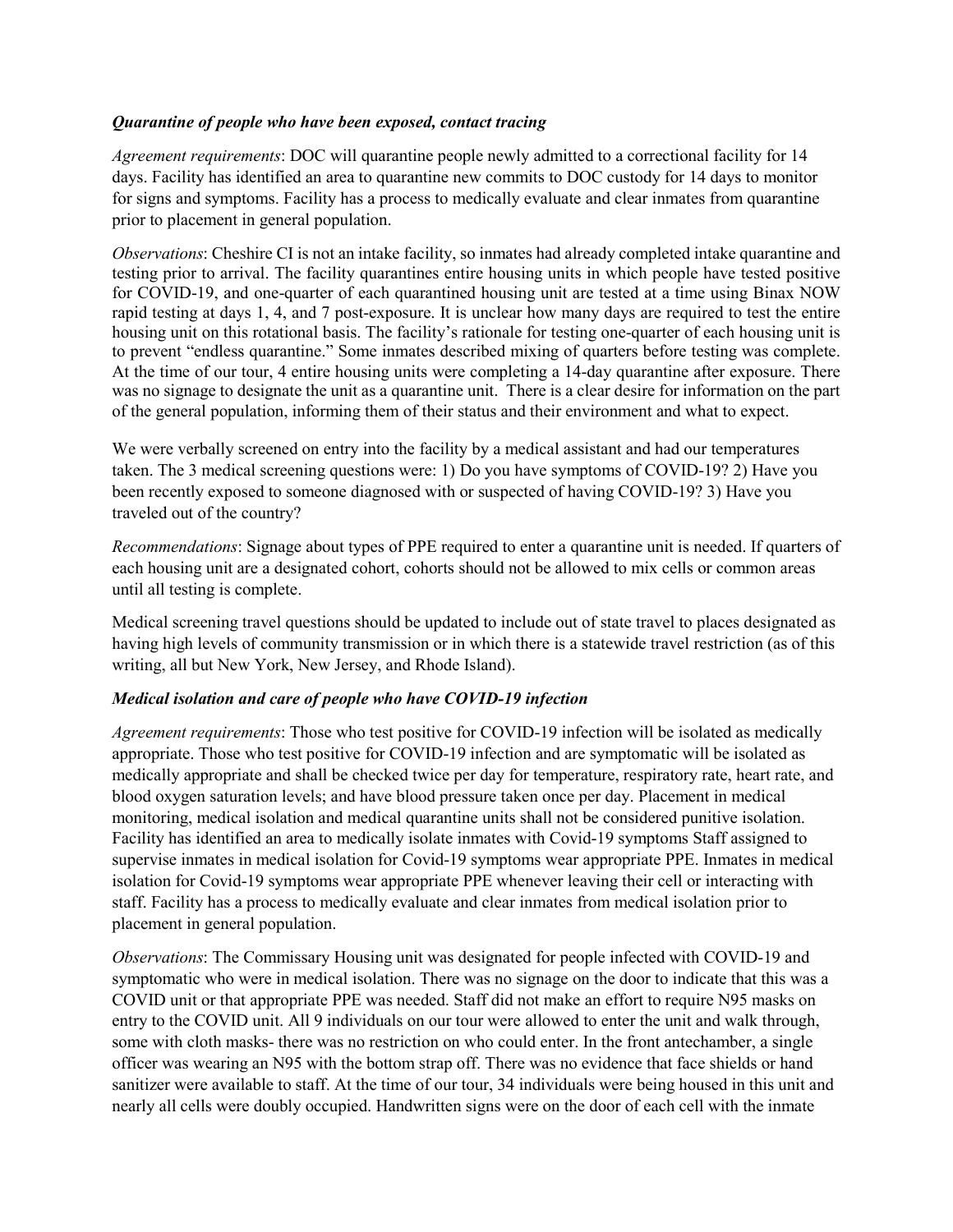### *Quarantine of people who have been exposed, contact tracing*

*Agreement requirements*: DOC will quarantine people newly admitted to a correctional facility for 14 days. Facility has identified an area to quarantine new commits to DOC custody for 14 days to monitor for signs and symptoms. Facility has a process to medically evaluate and clear inmates from quarantine prior to placement in general population.

*Observations*: Cheshire CI is not an intake facility, so inmates had already completed intake quarantine and testing prior to arrival. The facility quarantines entire housing units in which people have tested positive for COVID-19, and one-quarter of each quarantined housing unit are tested at a time using Binax NOW rapid testing at days 1, 4, and 7 post-exposure. It is unclear how many days are required to test the entire housing unit on this rotational basis. The facility's rationale for testing one-quarter of each housing unit is to prevent "endless quarantine." Some inmates described mixing of quarters before testing was complete. At the time of our tour, 4 entire housing units were completing a 14-day quarantine after exposure. There was no signage to designate the unit as a quarantine unit. There is a clear desire for information on the part of the general population, informing them of their status and their environment and what to expect.

We were verbally screened on entry into the facility by a medical assistant and had our temperatures taken. The 3 medical screening questions were: 1) Do you have symptoms of COVID-19? 2) Have you been recently exposed to someone diagnosed with or suspected of having COVID-19? 3) Have you traveled out of the country?

*Recommendations*: Signage about types of PPE required to enter a quarantine unit is needed. If quarters of each housing unit are a designated cohort, cohorts should not be allowed to mix cells or common areas until all testing is complete.

Medical screening travel questions should be updated to include out of state travel to places designated as having high levels of community transmission or in which there is a statewide travel restriction (as of this writing, all but New York, New Jersey, and Rhode Island).

### *Medical isolation and care of people who have COVID-19 infection*

*Agreement requirements*: Those who test positive for COVID-19 infection will be isolated as medically appropriate. Those who test positive for COVID-19 infection and are symptomatic will be isolated as medically appropriate and shall be checked twice per day for temperature, respiratory rate, heart rate, and blood oxygen saturation levels; and have blood pressure taken once per day. Placement in medical monitoring, medical isolation and medical quarantine units shall not be considered punitive isolation. Facility has identified an area to medically isolate inmates with Covid-19 symptoms Staff assigned to supervise inmates in medical isolation for Covid-19 symptoms wear appropriate PPE. Inmates in medical isolation for Covid-19 symptoms wear appropriate PPE whenever leaving their cell or interacting with staff. Facility has a process to medically evaluate and clear inmates from medical isolation prior to placement in general population.

*Observations*: The Commissary Housing unit was designated for people infected with COVID-19 and symptomatic who were in medical isolation. There was no signage on the door to indicate that this was a COVID unit or that appropriate PPE was needed. Staff did not make an effort to require N95 masks on entry to the COVID unit. All 9 individuals on our tour were allowed to enter the unit and walk through, some with cloth masks- there was no restriction on who could enter. In the front antechamber, a single officer was wearing an N95 with the bottom strap off. There was no evidence that face shields or hand sanitizer were available to staff. At the time of our tour, 34 individuals were being housed in this unit and nearly all cells were doubly occupied. Handwritten signs were on the door of each cell with the inmate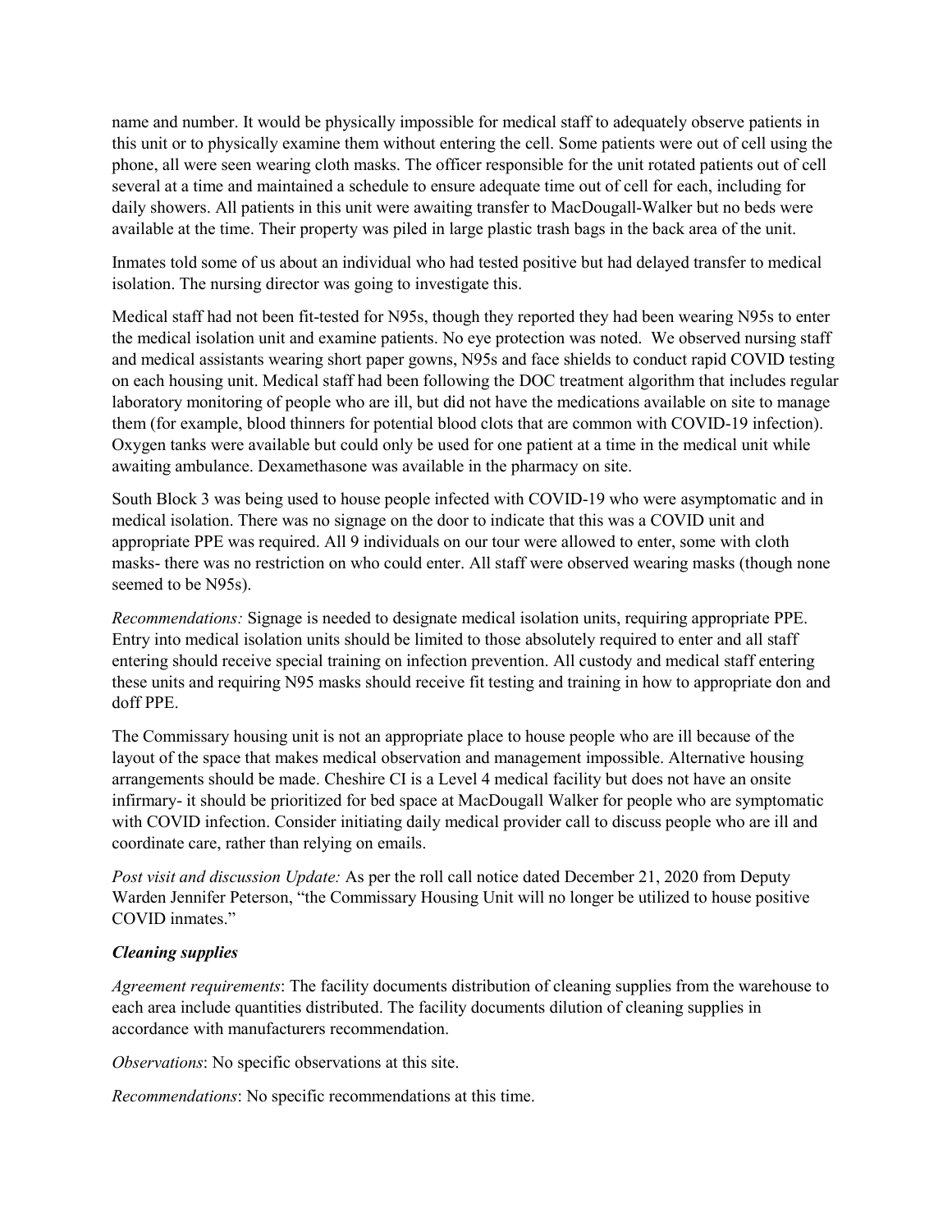name and number. It would be physically impossible for medical staff to adequately observe patients in this unit or to physically examine them without entering the cell. Some patients were out of cell using the phone, all were seen wearing cloth masks. The officer responsible for the unit rotated patients out of cell several at a time and maintained a schedule to ensure adequate time out of cell for each, including for daily showers. All patients in this unit were awaiting transfer to MacDougall-Walker but no beds were available at the time. Their property was piled in large plastic trash bags in the back area of the unit.

Inmates told some of us about an individual who had tested positive but had delayed transfer to medical isolation. The nursing director was going to investigate this.

Medical staff had not been fit-tested for N95s, though they reported they had been wearing N95s to enter the medical isolation unit and examine patients. No eye protection was noted. We observed nursing staff and medical assistants wearing short paper gowns, N95s and face shields to conduct rapid COVID testing on each housing unit. Medical staff had been following the DOC treatment algorithm that includes regular laboratory monitoring of people who are ill, but did not have the medications available on site to manage them (for example, blood thinners for potential blood clots that are common with COVID-19 infection). Oxygen tanks were available but could only be used for one patient at a time in the medical unit while awaiting ambulance. Dexamethasone was available in the pharmacy on site.

South Block 3 was being used to house people infected with COVID-19 who were asymptomatic and in medical isolation. There was no signage on the door to indicate that this was a COVID unit and appropriate PPE was required. All 9 individuals on our tour were allowed to enter, some with cloth masks- there was no restriction on who could enter. All staff were observed wearing masks (though none seemed to be N95s).

*Recommendations:* Signage is needed to designate medical isolation units, requiring appropriate PPE. Entry into medical isolation units should be limited to those absolutely required to enter and all staff entering should receive special training on infection prevention. All custody and medical staff entering these units and requiring N95 masks should receive fit testing and training in how to appropriate don and doff PPE.

The Commissary housing unit is not an appropriate place to house people who are ill because of the layout of the space that makes medical observation and management impossible. Alternative housing arrangements should be made. Cheshire CI is a Level 4 medical facility but does not have an onsite infirmary- it should be prioritized for bed space at MacDougall Walker for people who are symptomatic with COVID infection. Consider initiating daily medical provider call to discuss people who are ill and coordinate care, rather than relying on emails.

*Post visit and discussion Update:* As per the roll call notice dated December 21, 2020 from Deputy Warden Jennifer Peterson, "the Commissary Housing Unit will no longer be utilized to house positive COVID inmates."

### *Cleaning supplies*

*Agreement requirements*: The facility documents distribution of cleaning supplies from the warehouse to each area include quantities distributed. The facility documents dilution of cleaning supplies in accordance with manufacturers recommendation.

*Observations*: No specific observations at this site.

*Recommendations*: No specific recommendations at this time.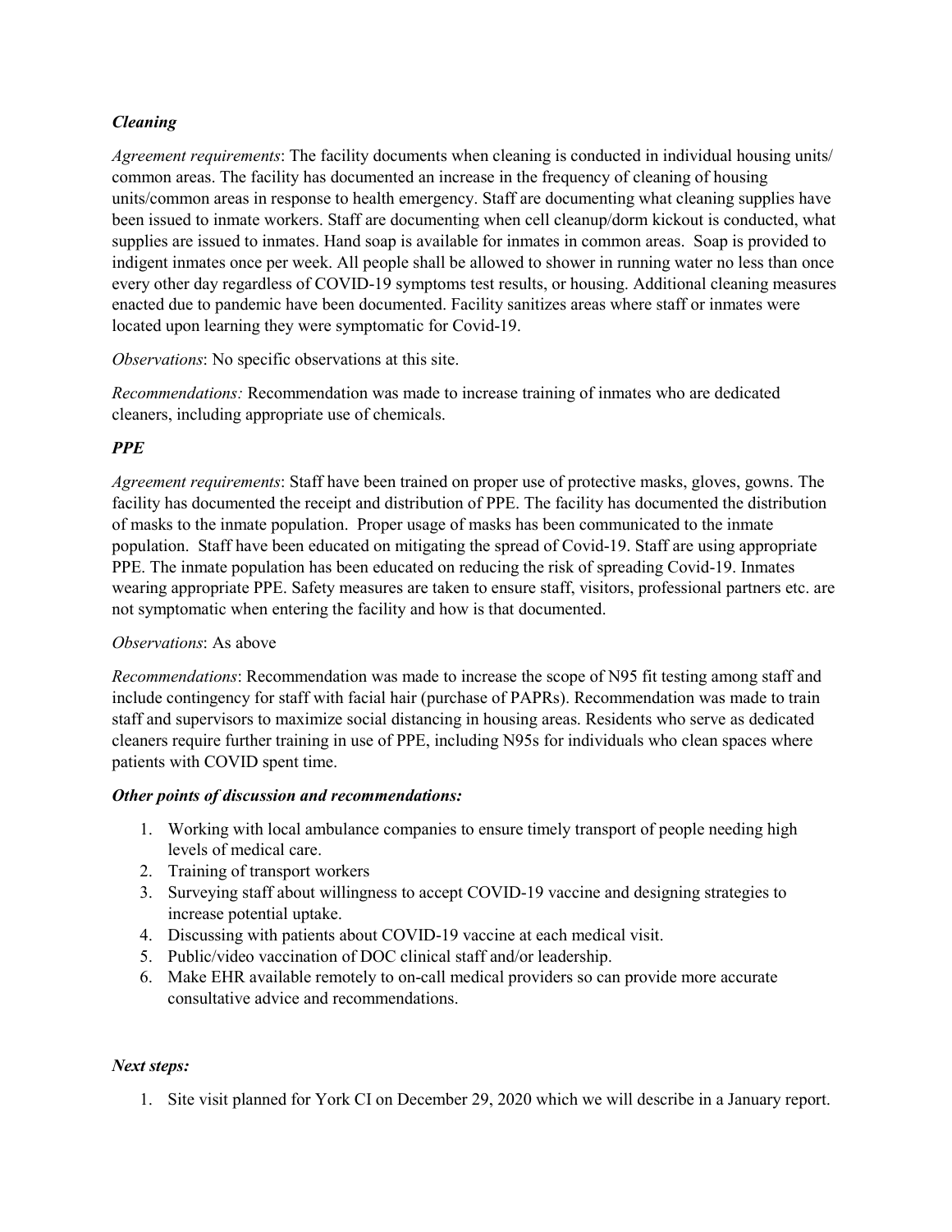### ***Cleaning***

*Agreement requirements*: The facility documents when cleaning is conducted in individual housing units/ common areas. The facility has documented an increase in the frequency of cleaning of housing units/common areas in response to health emergency. Staff are documenting what cleaning supplies have been issued to inmate workers. Staff are documenting when cell cleanup/dorm kickout is conducted, what supplies are issued to inmates. Hand soap is available for inmates in common areas. Soap is provided to indigent inmates once per week. All people shall be allowed to shower in running water no less than once every other day regardless of COVID-19 symptoms test results, or housing. Additional cleaning measures enacted due to pandemic have been documented. Facility sanitizes areas where staff or inmates were located upon learning they were symptomatic for Covid-19.

*Observations*: No specific observations at this site.

*Recommendations:* Recommendation was made to increase training of inmates who are dedicated cleaners, including appropriate use of chemicals.

### ***PPE***

*Agreement requirements*: Staff have been trained on proper use of protective masks, gloves, gowns. The facility has documented the receipt and distribution of PPE. The facility has documented the distribution of masks to the inmate population. Proper usage of masks has been communicated to the inmate population. Staff have been educated on mitigating the spread of Covid-19. Staff are using appropriate PPE. The inmate population has been educated on reducing the risk of spreading Covid-19. Inmates wearing appropriate PPE. Safety measures are taken to ensure staff, visitors, professional partners etc. are not symptomatic when entering the facility and how is that documented.

*Observations*: As above

*Recommendations*: Recommendation was made to increase the scope of N95 fit testing among staff and include contingency for staff with facial hair (purchase of PAPRs). Recommendation was made to train staff and supervisors to maximize social distancing in housing areas. Residents who serve as dedicated cleaners require further training in use of PPE, including N95s for individuals who clean spaces where patients with COVID spent time.

### ***Other points of discussion and recommendations:***

1. Working with local ambulance companies to ensure timely transport of people needing high levels of medical care.
2. Training of transport workers
3. Surveying staff about willingness to accept COVID-19 vaccine and designing strategies to increase potential uptake.
4. Discussing with patients about COVID-19 vaccine at each medical visit.
5. Public/video vaccination of DOC clinical staff and/or leadership.
6. Make EHR available remotely to on-call medical providers so can provide more accurate consultative advice and recommendations.

### ***Next steps:***

1. Site visit planned for York CI on December 29, 2020 which we will describe in a January report.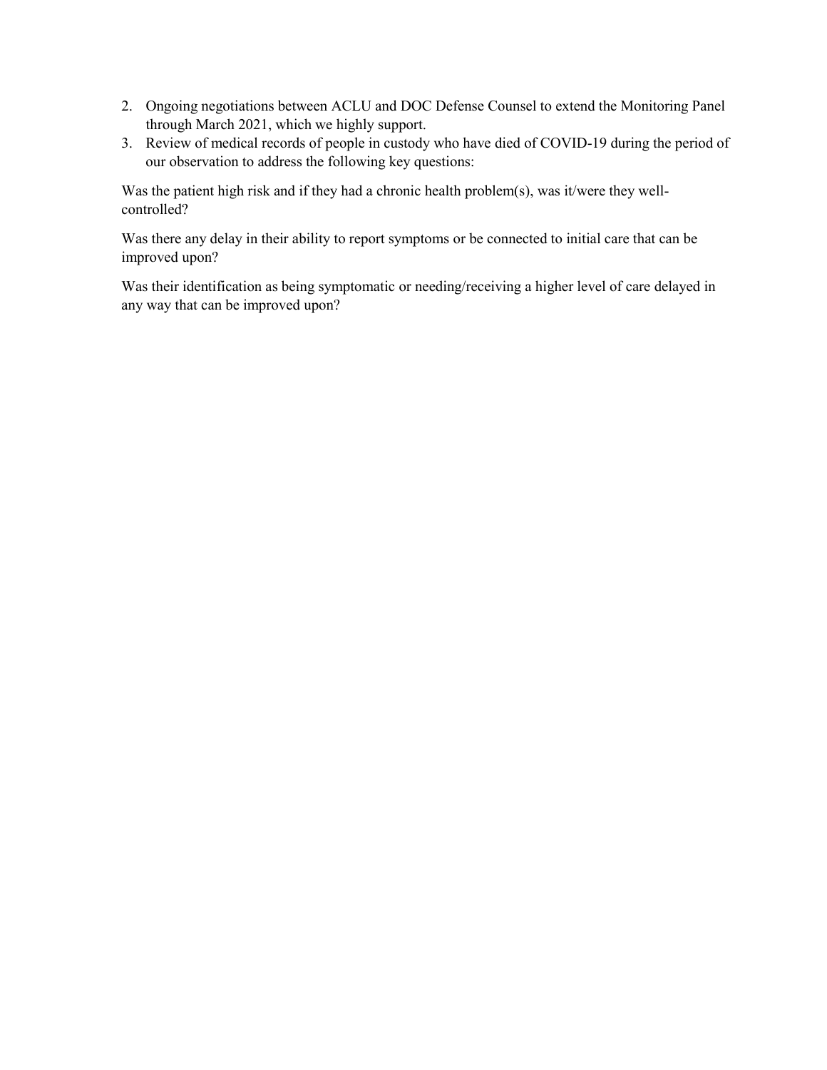2. Ongoing negotiations between ACLU and DOC Defense Counsel to extend the Monitoring Panel through March 2021, which we highly support.
3. Review of medical records of people in custody who have died of COVID-19 during the period of our observation to address the following key questions:

Was the patient high risk and if they had a chronic health problem(s), was it/were they well-controlled?

Was there any delay in their ability to report symptoms or be connected to initial care that can be improved upon?

Was their identification as being symptomatic or needing/receiving a higher level of care delayed in any way that can be improved upon?